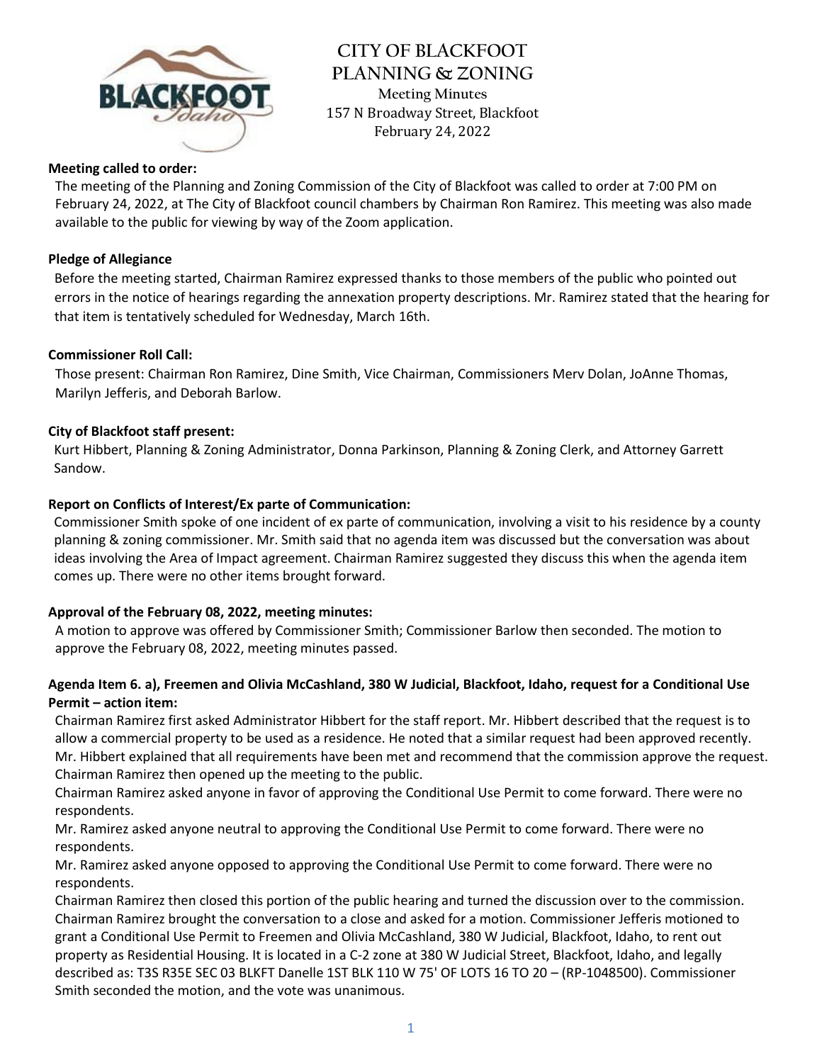# CITY OF BLACKFOOT
# PLANNING & ZONING

Meeting Minutes
157 N Broadway Street, Blackfoot
February 24, 2022

**Meeting called to order:**

The meeting of the Planning and Zoning Commission of the City of Blackfoot was called to order at 7:00 PM on February 24, 2022, at The City of Blackfoot council chambers by Chairman Ron Ramirez. This meeting was also made available to the public for viewing by way of the Zoom application.

**Pledge of Allegiance**

Before the meeting started, Chairman Ramirez expressed thanks to those members of the public who pointed out errors in the notice of hearings regarding the annexation property descriptions. Mr. Ramirez stated that the hearing for that item is tentatively scheduled for Wednesday, March 16th.

**Commissioner Roll Call:**

Those present: Chairman Ron Ramirez, Dine Smith, Vice Chairman, Commissioners Merv Dolan, JoAnne Thomas, Marilyn Jefferis, and Deborah Barlow.

**City of Blackfoot staff present:**

Kurt Hibbert, Planning & Zoning Administrator, Donna Parkinson, Planning & Zoning Clerk, and Attorney Garrett Sandow.

**Report on Conflicts of Interest/Ex parte of Communication:**

Commissioner Smith spoke of one incident of ex parte of communication, involving a visit to his residence by a county planning & zoning commissioner. Mr. Smith said that no agenda item was discussed but the conversation was about ideas involving the Area of Impact agreement. Chairman Ramirez suggested they discuss this when the agenda item comes up. There were no other items brought forward.

**Approval of the February 08, 2022, meeting minutes:**

A motion to approve was offered by Commissioner Smith; Commissioner Barlow then seconded. The motion to approve the February 08, 2022, meeting minutes passed.

**Agenda Item 6. a), Freemen and Olivia McCashland, 380 W Judicial, Blackfoot, Idaho, request for a Conditional Use Permit – action item:**

Chairman Ramirez first asked Administrator Hibbert for the staff report. Mr. Hibbert described that the request is to allow a commercial property to be used as a residence. He noted that a similar request had been approved recently. Mr. Hibbert explained that all requirements have been met and recommend that the commission approve the request. Chairman Ramirez then opened up the meeting to the public.

Chairman Ramirez asked anyone in favor of approving the Conditional Use Permit to come forward. There were no respondents.

Mr. Ramirez asked anyone neutral to approving the Conditional Use Permit to come forward. There were no respondents.

Mr. Ramirez asked anyone opposed to approving the Conditional Use Permit to come forward. There were no respondents.

Chairman Ramirez then closed this portion of the public hearing and turned the discussion over to the commission. Chairman Ramirez brought the conversation to a close and asked for a motion. Commissioner Jefferis motioned to grant a Conditional Use Permit to Freemen and Olivia McCashland, 380 W Judicial, Blackfoot, Idaho, to rent out property as Residential Housing. It is located in a C-2 zone at 380 W Judicial Street, Blackfoot, Idaho, and legally described as: T3S R35E SEC 03 BLKFT Danelle 1ST BLK 110 W 75' OF LOTS 16 TO 20 – (RP-1048500). Commissioner Smith seconded the motion, and the vote was unanimous.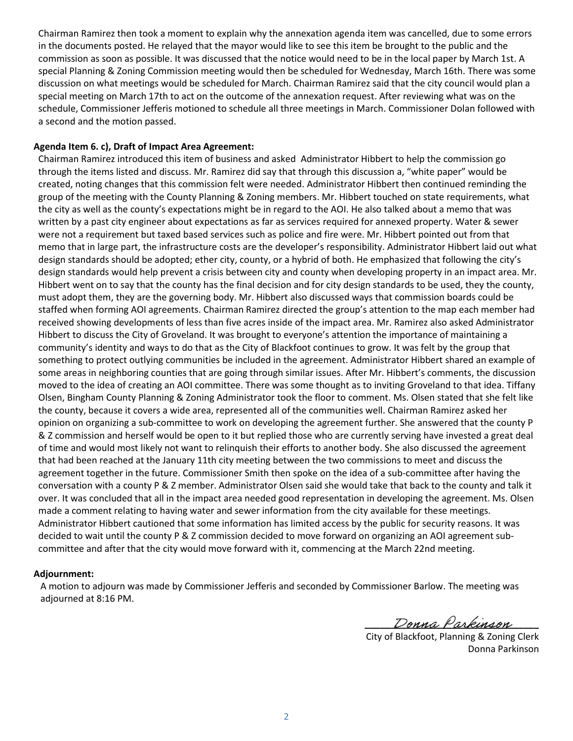Chairman Ramirez then took a moment to explain why the annexation agenda item was cancelled, due to some errors in the documents posted. He relayed that the mayor would like to see this item be brought to the public and the commission as soon as possible. It was discussed that the notice would need to be in the local paper by March 1st. A special Planning & Zoning Commission meeting would then be scheduled for Wednesday, March 16th. There was some discussion on what meetings would be scheduled for March. Chairman Ramirez said that the city council would plan a special meeting on March 17th to act on the outcome of the annexation request. After reviewing what was on the schedule, Commissioner Jefferis motioned to schedule all three meetings in March. Commissioner Dolan followed with a second and the motion passed.

**Agenda Item 6. c), Draft of Impact Area Agreement:**

Chairman Ramirez introduced this item of business and asked Administrator Hibbert to help the commission go through the items listed and discuss. Mr. Ramirez did say that through this discussion a, "white paper" would be created, noting changes that this commission felt were needed. Administrator Hibbert then continued reminding the group of the meeting with the County Planning & Zoning members. Mr. Hibbert touched on state requirements, what the city as well as the county's expectations might be in regard to the AOI. He also talked about a memo that was written by a past city engineer about expectations as far as services required for annexed property. Water & sewer were not a requirement but taxed based services such as police and fire were. Mr. Hibbert pointed out from that memo that in large part, the infrastructure costs are the developer's responsibility. Administrator Hibbert laid out what design standards should be adopted; ether city, county, or a hybrid of both. He emphasized that following the city's design standards would help prevent a crisis between city and county when developing property in an impact area. Mr. Hibbert went on to say that the county has the final decision and for city design standards to be used, they the county, must adopt them, they are the governing body. Mr. Hibbert also discussed ways that commission boards could be staffed when forming AOI agreements. Chairman Ramirez directed the group's attention to the map each member had received showing developments of less than five acres inside of the impact area. Mr. Ramirez also asked Administrator Hibbert to discuss the City of Groveland. It was brought to everyone's attention the importance of maintaining a community's identity and ways to do that as the City of Blackfoot continues to grow. It was felt by the group that something to protect outlying communities be included in the agreement. Administrator Hibbert shared an example of some areas in neighboring counties that are going through similar issues. After Mr. Hibbert's comments, the discussion moved to the idea of creating an AOI committee. There was some thought as to inviting Groveland to that idea. Tiffany Olsen, Bingham County Planning & Zoning Administrator took the floor to comment. Ms. Olsen stated that she felt like the county, because it covers a wide area, represented all of the communities well. Chairman Ramirez asked her opinion on organizing a sub-committee to work on developing the agreement further. She answered that the county P & Z commission and herself would be open to it but replied those who are currently serving have invested a great deal of time and would most likely not want to relinquish their efforts to another body. She also discussed the agreement that had been reached at the January 11th city meeting between the two commissions to meet and discuss the agreement together in the future. Commissioner Smith then spoke on the idea of a sub-committee after having the conversation with a county P & Z member. Administrator Olsen said she would take that back to the county and talk it over. It was concluded that all in the impact area needed good representation in developing the agreement. Ms. Olsen made a comment relating to having water and sewer information from the city available for these meetings. Administrator Hibbert cautioned that some information has limited access by the public for security reasons. It was decided to wait until the county P & Z commission decided to move forward on organizing an AOI agreement sub-committee and after that the city would move forward with it, commencing at the March 22nd meeting.

**Adjournment:**

A motion to adjourn was made by Commissioner Jefferis and seconded by Commissioner Barlow. The meeting was adjourned at 8:16 PM.

*Donna Parkinson*

City of Blackfoot, Planning & Zoning Clerk
Donna Parkinson